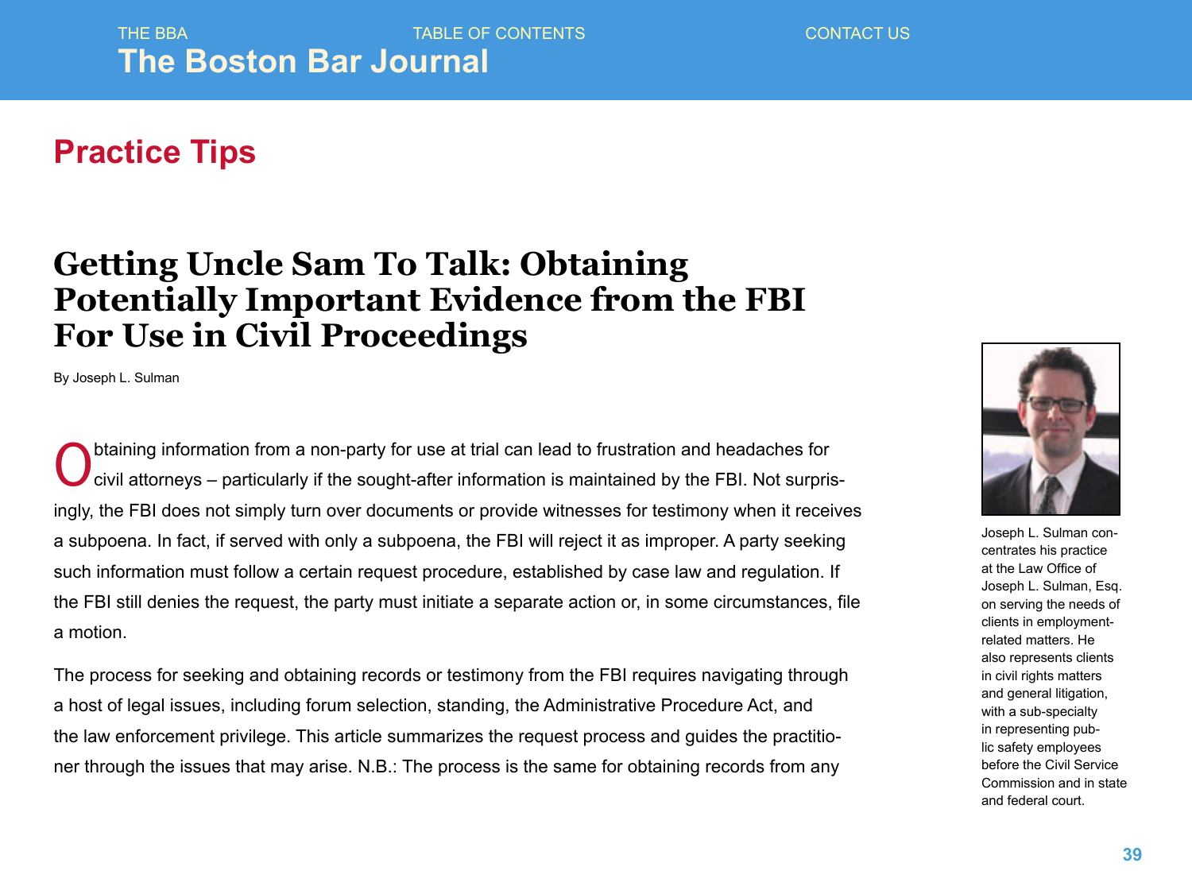## Practice Tips

# Getting Uncle Sam To Talk: Obtaining Potentially Important Evidence from the FBI For Use in Civil Proceedings

By Joseph L. Sulman

Obtaining information from a non-party for use at trial can lead to frustration and headaches for civil attorneys – particularly if the sought-after information is maintained by the FBI. Not surprisingly, the FBI does not simply turn over documents or provide witnesses for testimony when it receives a subpoena. In fact, if served with only a subpoena, the FBI will reject it as improper. A party seeking such information must follow a certain request procedure, established by case law and regulation. If the FBI still denies the request, the party must initiate a separate action or, in some circumstances, file a motion.

The process for seeking and obtaining records or testimony from the FBI requires navigating through a host of legal issues, including forum selection, standing, the Administrative Procedure Act, and the law enforcement privilege. This article summarizes the request process and guides the practitioner through the issues that may arise. N.B.: The process is the same for obtaining records from any

Joseph L. Sulman concentrates his practice at the Law Office of Joseph L. Sulman, Esq. on serving the needs of clients in employment-related matters. He also represents clients in civil rights matters and general litigation, with a sub-specialty in representing public safety employees before the Civil Service Commission and in state and federal court.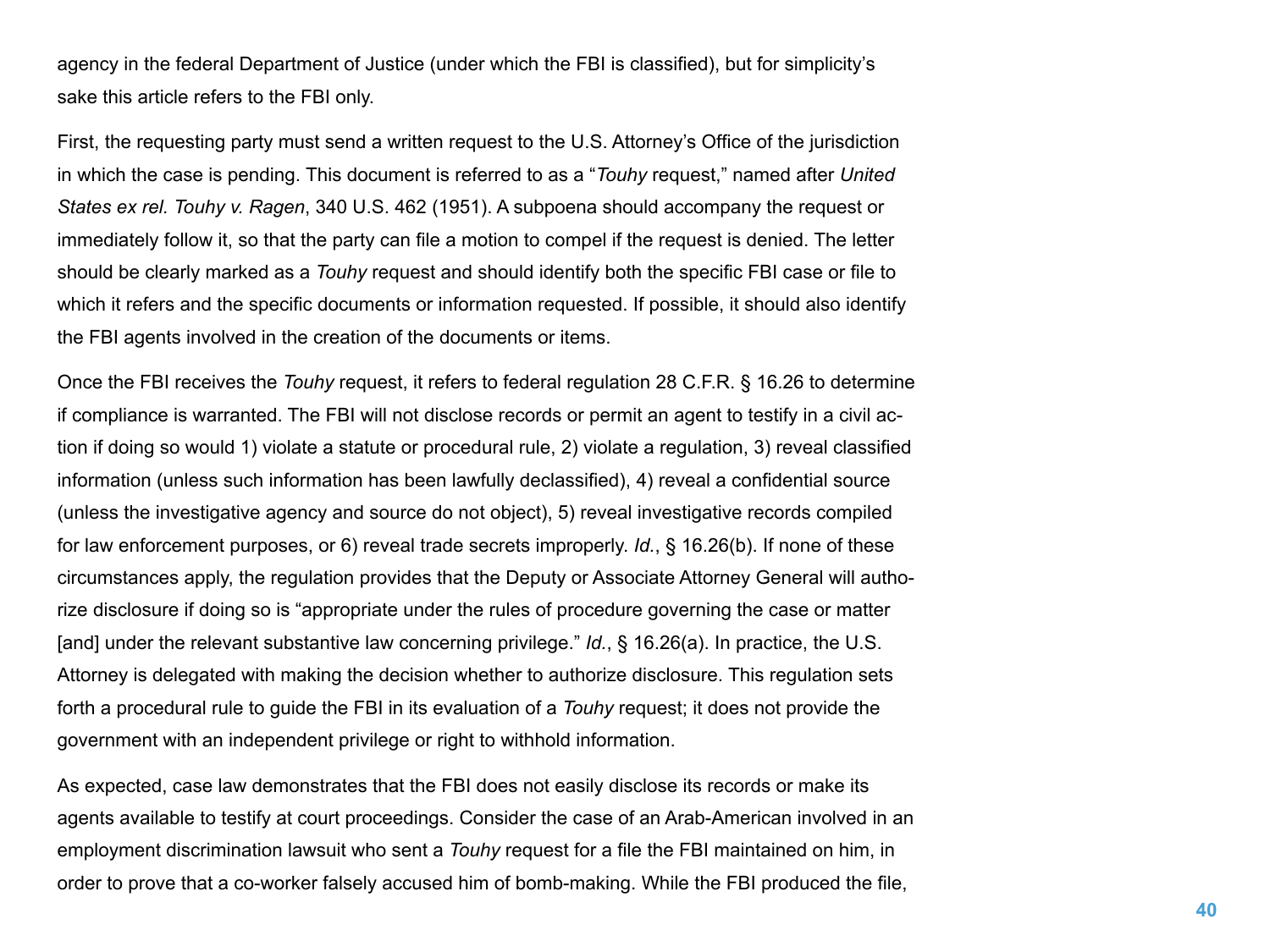agency in the federal Department of Justice (under which the FBI is classified), but for simplicity's sake this article refers to the FBI only.

First, the requesting party must send a written request to the U.S. Attorney's Office of the jurisdiction in which the case is pending. This document is referred to as a "*Touhy* request," named after *United States ex rel. Touhy v. Ragen*, 340 U.S. 462 (1951). A subpoena should accompany the request or immediately follow it, so that the party can file a motion to compel if the request is denied. The letter should be clearly marked as a *Touhy* request and should identify both the specific FBI case or file to which it refers and the specific documents or information requested. If possible, it should also identify the FBI agents involved in the creation of the documents or items.

Once the FBI receives the *Touhy* request, it refers to federal regulation 28 C.F.R. § 16.26 to determine if compliance is warranted. The FBI will not disclose records or permit an agent to testify in a civil action if doing so would 1) violate a statute or procedural rule, 2) violate a regulation, 3) reveal classified information (unless such information has been lawfully declassified), 4) reveal a confidential source (unless the investigative agency and source do not object), 5) reveal investigative records compiled for law enforcement purposes, or 6) reveal trade secrets improperly. *Id.*, § 16.26(b). If none of these circumstances apply, the regulation provides that the Deputy or Associate Attorney General will authorize disclosure if doing so is "appropriate under the rules of procedure governing the case or matter [and] under the relevant substantive law concerning privilege." *Id.*, § 16.26(a). In practice, the U.S. Attorney is delegated with making the decision whether to authorize disclosure. This regulation sets forth a procedural rule to guide the FBI in its evaluation of a *Touhy* request; it does not provide the government with an independent privilege or right to withhold information.

As expected, case law demonstrates that the FBI does not easily disclose its records or make its agents available to testify at court proceedings. Consider the case of an Arab-American involved in an employment discrimination lawsuit who sent a *Touhy* request for a file the FBI maintained on him, in order to prove that a co-worker falsely accused him of bomb-making. While the FBI produced the file,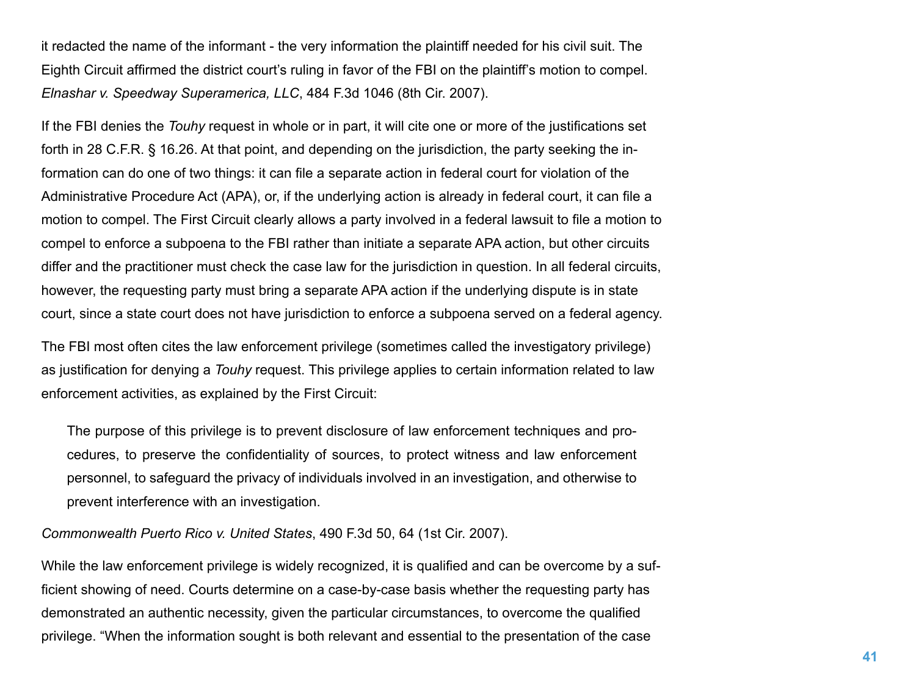it redacted the name of the informant - the very information the plaintiff needed for his civil suit. The Eighth Circuit affirmed the district court's ruling in favor of the FBI on the plaintiff's motion to compel. *Elnashar v. Speedway Superamerica, LLC*, 484 F.3d 1046 (8th Cir. 2007).

If the FBI denies the *Touhy* request in whole or in part, it will cite one or more of the justifications set forth in 28 C.F.R. § 16.26. At that point, and depending on the jurisdiction, the party seeking the information can do one of two things: it can file a separate action in federal court for violation of the Administrative Procedure Act (APA), or, if the underlying action is already in federal court, it can file a motion to compel. The First Circuit clearly allows a party involved in a federal lawsuit to file a motion to compel to enforce a subpoena to the FBI rather than initiate a separate APA action, but other circuits differ and the practitioner must check the case law for the jurisdiction in question. In all federal circuits, however, the requesting party must bring a separate APA action if the underlying dispute is in state court, since a state court does not have jurisdiction to enforce a subpoena served on a federal agency.

The FBI most often cites the law enforcement privilege (sometimes called the investigatory privilege) as justification for denying a *Touhy* request. This privilege applies to certain information related to law enforcement activities, as explained by the First Circuit:

> The purpose of this privilege is to prevent disclosure of law enforcement techniques and procedures, to preserve the confidentiality of sources, to protect witness and law enforcement personnel, to safeguard the privacy of individuals involved in an investigation, and otherwise to prevent interference with an investigation.

*Commonwealth Puerto Rico v. United States*, 490 F.3d 50, 64 (1st Cir. 2007).

While the law enforcement privilege is widely recognized, it is qualified and can be overcome by a sufficient showing of need. Courts determine on a case-by-case basis whether the requesting party has demonstrated an authentic necessity, given the particular circumstances, to overcome the qualified privilege. "When the information sought is both relevant and essential to the presentation of the case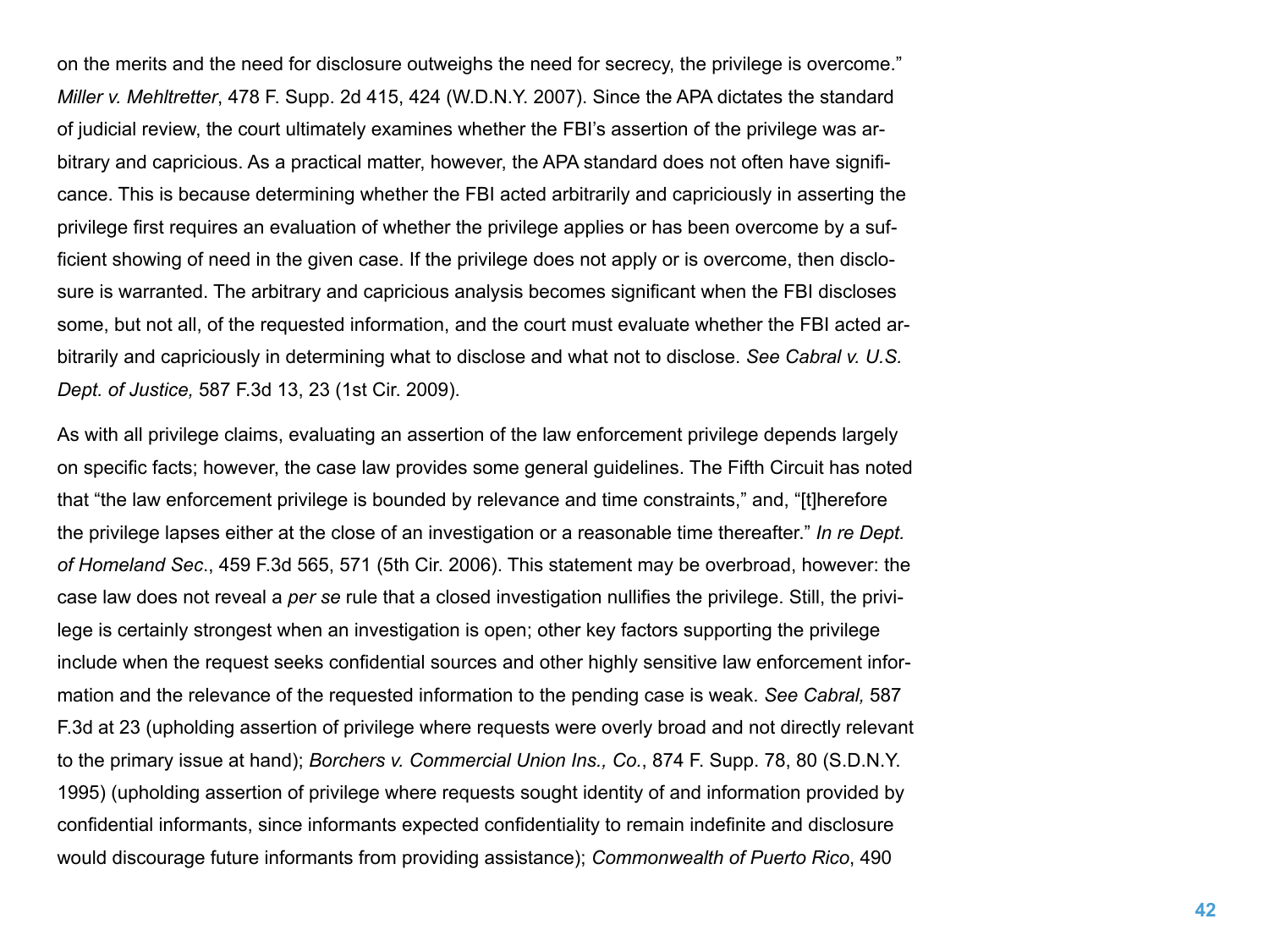on the merits and the need for disclosure outweighs the need for secrecy, the privilege is overcome." *Miller v. Mehltretter*, 478 F. Supp. 2d 415, 424 (W.D.N.Y. 2007). Since the APA dictates the standard of judicial review, the court ultimately examines whether the FBI's assertion of the privilege was arbitrary and capricious. As a practical matter, however, the APA standard does not often have significance. This is because determining whether the FBI acted arbitrarily and capriciously in asserting the privilege first requires an evaluation of whether the privilege applies or has been overcome by a sufficient showing of need in the given case. If the privilege does not apply or is overcome, then disclosure is warranted. The arbitrary and capricious analysis becomes significant when the FBI discloses some, but not all, of the requested information, and the court must evaluate whether the FBI acted arbitrarily and capriciously in determining what to disclose and what not to disclose. *See Cabral v. U.S. Dept. of Justice,* 587 F.3d 13, 23 (1st Cir. 2009).

As with all privilege claims, evaluating an assertion of the law enforcement privilege depends largely on specific facts; however, the case law provides some general guidelines. The Fifth Circuit has noted that "the law enforcement privilege is bounded by relevance and time constraints," and, "[t]herefore the privilege lapses either at the close of an investigation or a reasonable time thereafter." *In re Dept. of Homeland Sec*., 459 F.3d 565, 571 (5th Cir. 2006). This statement may be overbroad, however: the case law does not reveal a *per se* rule that a closed investigation nullifies the privilege. Still, the privilege is certainly strongest when an investigation is open; other key factors supporting the privilege include when the request seeks confidential sources and other highly sensitive law enforcement information and the relevance of the requested information to the pending case is weak. *See Cabral,* 587 F.3d at 23 (upholding assertion of privilege where requests were overly broad and not directly relevant to the primary issue at hand); *Borchers v. Commercial Union Ins., Co.*, 874 F. Supp. 78, 80 (S.D.N.Y. 1995) (upholding assertion of privilege where requests sought identity of and information provided by confidential informants, since informants expected confidentiality to remain indefinite and disclosure would discourage future informants from providing assistance); *Commonwealth of Puerto Rico*, 490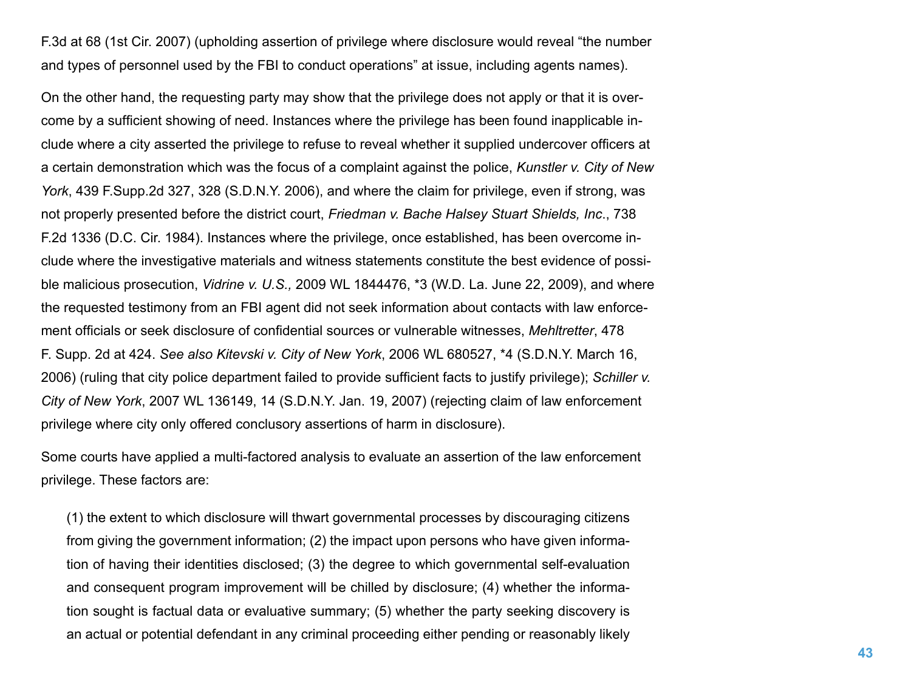F.3d at 68 (1st Cir. 2007) (upholding assertion of privilege where disclosure would reveal "the number and types of personnel used by the FBI to conduct operations" at issue, including agents names).

On the other hand, the requesting party may show that the privilege does not apply or that it is overcome by a sufficient showing of need. Instances where the privilege has been found inapplicable include where a city asserted the privilege to refuse to reveal whether it supplied undercover officers at a certain demonstration which was the focus of a complaint against the police, *Kunstler v. City of New York*, 439 F.Supp.2d 327, 328 (S.D.N.Y. 2006), and where the claim for privilege, even if strong, was not properly presented before the district court, *Friedman v. Bache Halsey Stuart Shields, Inc*., 738 F.2d 1336 (D.C. Cir. 1984). Instances where the privilege, once established, has been overcome include where the investigative materials and witness statements constitute the best evidence of possible malicious prosecution, *Vidrine v. U.S.,* 2009 WL 1844476, *3 (W.D. La. June 22, 2009), and where the requested testimony from an FBI agent did not seek information about contacts with law enforcement officials or seek disclosure of confidential sources or vulnerable witnesses, *Mehltretter*, 478 F. Supp. 2d at 424. *See also Kitevski v. City of New York*, 2006 WL 680527, *4 (S.D.N.Y. March 16, 2006) (ruling that city police department failed to provide sufficient facts to justify privilege); *Schiller v. City of New York*, 2007 WL 136149, 14 (S.D.N.Y. Jan. 19, 2007) (rejecting claim of law enforcement privilege where city only offered conclusory assertions of harm in disclosure).

Some courts have applied a multi-factored analysis to evaluate an assertion of the law enforcement privilege. These factors are:

> (1) the extent to which disclosure will thwart governmental processes by discouraging citizens from giving the government information; (2) the impact upon persons who have given information of having their identities disclosed; (3) the degree to which governmental self-evaluation and consequent program improvement will be chilled by disclosure; (4) whether the information sought is factual data or evaluative summary; (5) whether the party seeking discovery is an actual or potential defendant in any criminal proceeding either pending or reasonably likely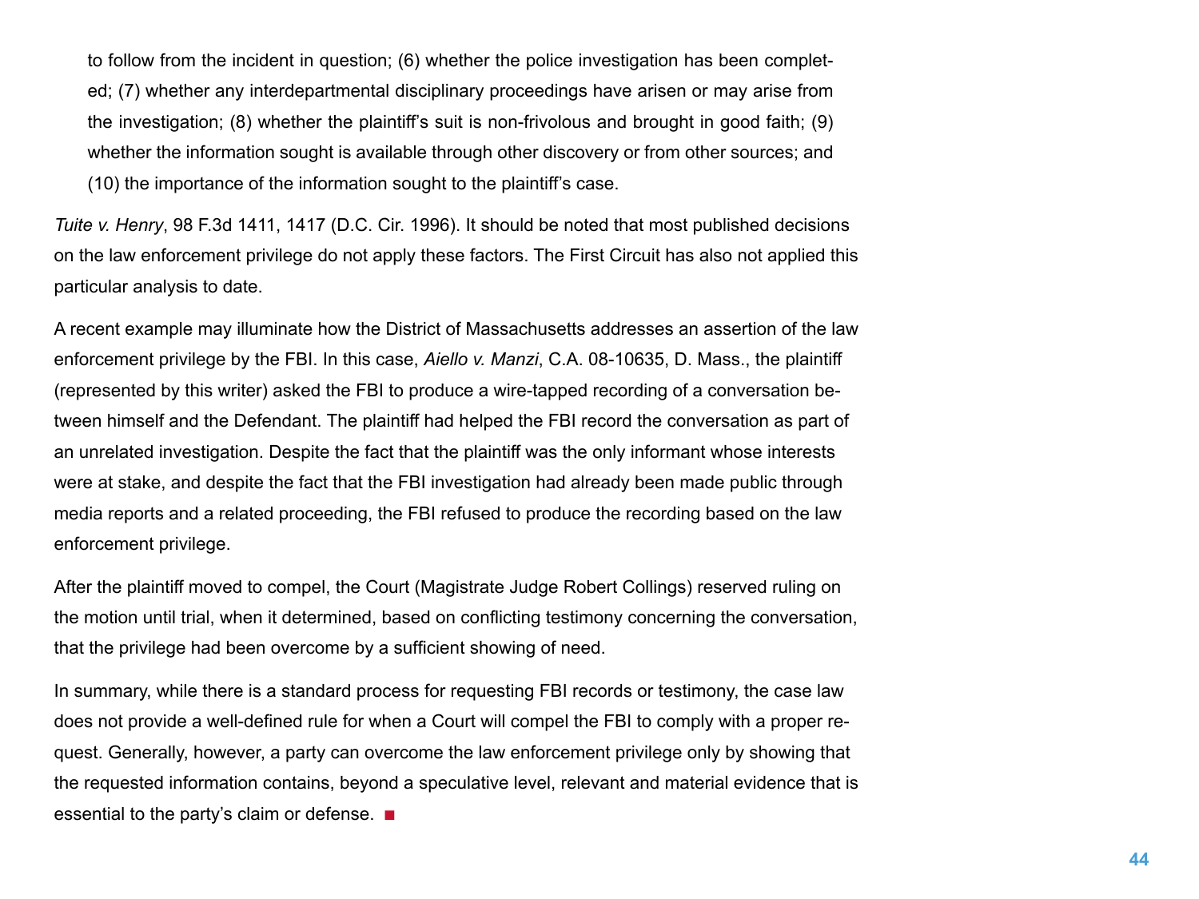> to follow from the incident in question; (6) whether the police investigation has been completed; (7) whether any interdepartmental disciplinary proceedings have arisen or may arise from the investigation; (8) whether the plaintiff's suit is non-frivolous and brought in good faith; (9) whether the information sought is available through other discovery or from other sources; and (10) the importance of the information sought to the plaintiff's case.

*Tuite v. Henry*, 98 F.3d 1411, 1417 (D.C. Cir. 1996). It should be noted that most published decisions on the law enforcement privilege do not apply these factors. The First Circuit has also not applied this particular analysis to date.

A recent example may illuminate how the District of Massachusetts addresses an assertion of the law enforcement privilege by the FBI. In this case, *Aiello v. Manzi*, C.A. 08-10635, D. Mass., the plaintiff (represented by this writer) asked the FBI to produce a wire-tapped recording of a conversation between himself and the Defendant. The plaintiff had helped the FBI record the conversation as part of an unrelated investigation. Despite the fact that the plaintiff was the only informant whose interests were at stake, and despite the fact that the FBI investigation had already been made public through media reports and a related proceeding, the FBI refused to produce the recording based on the law enforcement privilege.

After the plaintiff moved to compel, the Court (Magistrate Judge Robert Collings) reserved ruling on the motion until trial, when it determined, based on conflicting testimony concerning the conversation, that the privilege had been overcome by a sufficient showing of need.

In summary, while there is a standard process for requesting FBI records or testimony, the case law does not provide a well-defined rule for when a Court will compel the FBI to comply with a proper request. Generally, however, a party can overcome the law enforcement privilege only by showing that the requested information contains, beyond a speculative level, relevant and material evidence that is essential to the party's claim or defense. ■